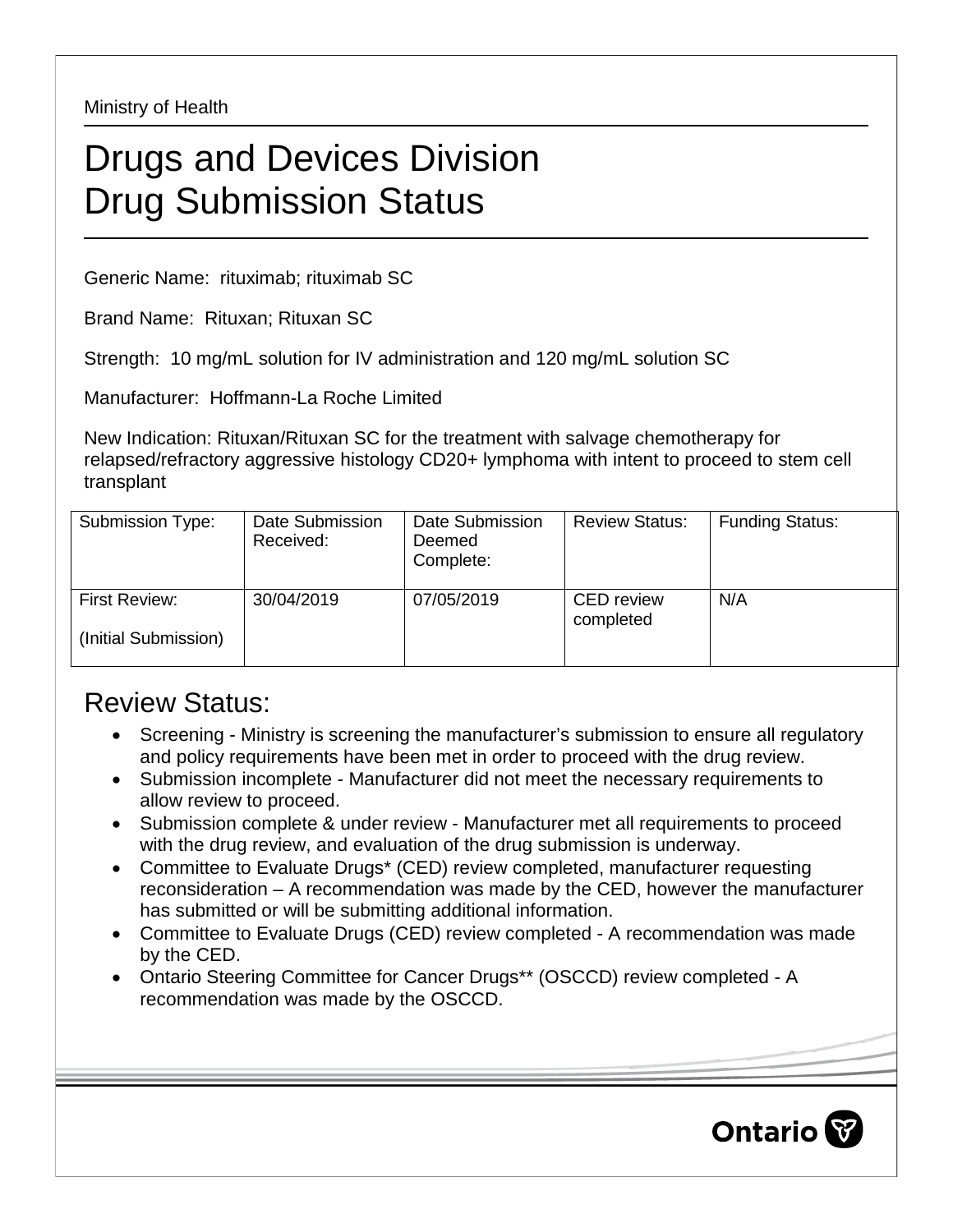Ministry of Health

# Drugs and Devices Division
# Drug Submission Status

Generic Name: rituximab; rituximab SC

Brand Name: Rituxan; Rituxan SC

Strength: 10 mg/mL solution for IV administration and 120 mg/mL solution SC

Manufacturer: Hoffmann-La Roche Limited

New Indication: Rituxan/Rituxan SC for the treatment with salvage chemotherapy for relapsed/refractory aggressive histology CD20+ lymphoma with intent to proceed to stem cell transplant

| Submission Type: | Date Submission Received: | Date Submission Deemed Complete: | Review Status: | Funding Status: |
|---|---|---|---|---|
| First Review: (Initial Submission) | 30/04/2019 | 07/05/2019 | CED review completed | N/A |

## Review Status:

- Screening - Ministry is screening the manufacturer's submission to ensure all regulatory and policy requirements have been met in order to proceed with the drug review.
- Submission incomplete - Manufacturer did not meet the necessary requirements to allow review to proceed.
- Submission complete & under review - Manufacturer met all requirements to proceed with the drug review, and evaluation of the drug submission is underway.
- Committee to Evaluate Drugs* (CED) review completed, manufacturer requesting reconsideration – A recommendation was made by the CED, however the manufacturer has submitted or will be submitting additional information.
- Committee to Evaluate Drugs (CED) review completed - A recommendation was made by the CED.
- Ontario Steering Committee for Cancer Drugs** (OSCCD) review completed - A recommendation was made by the OSCCD.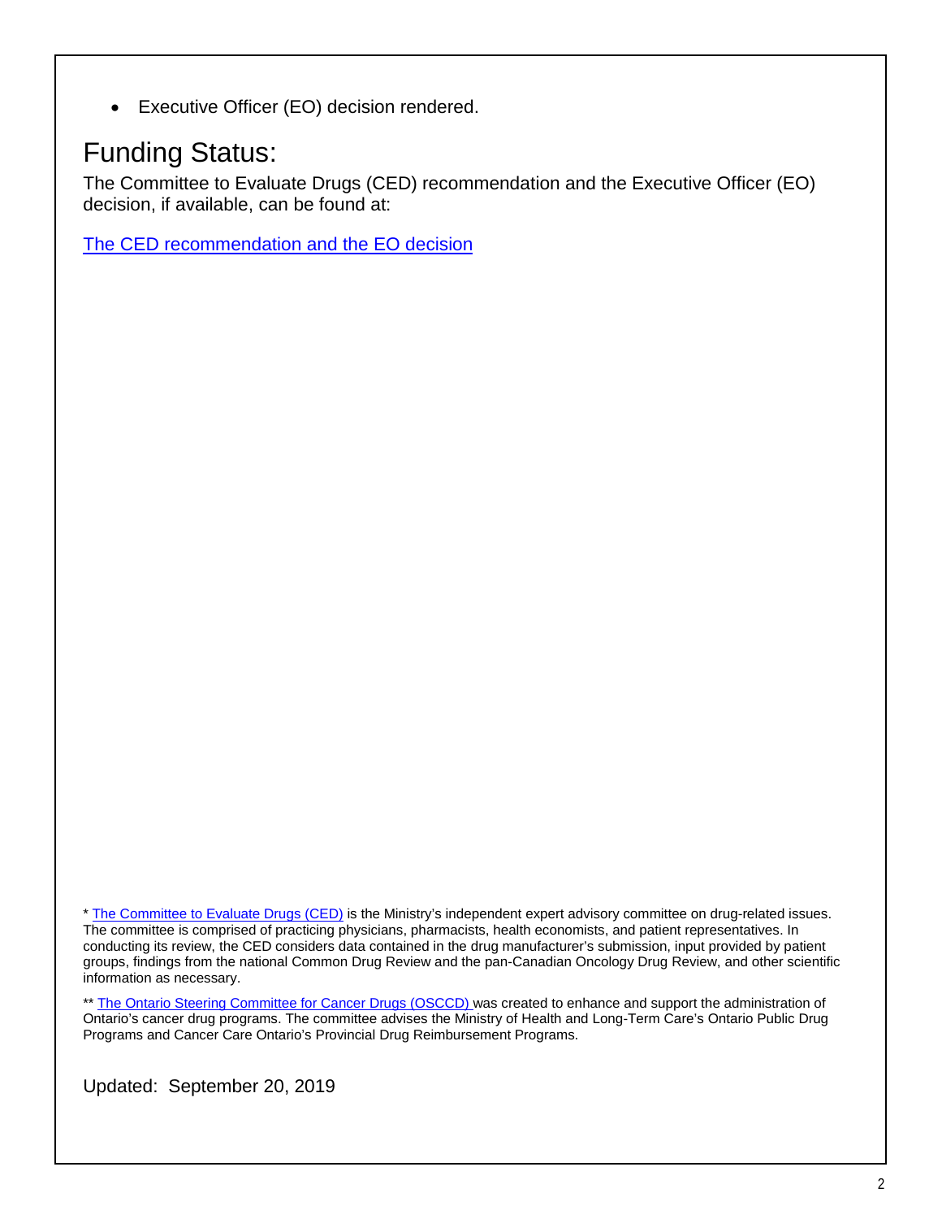- Executive Officer (EO) decision rendered.

# Funding Status:

The Committee to Evaluate Drugs (CED) recommendation and the Executive Officer (EO) decision, if available, can be found at:

The CED recommendation and the EO decision

* The Committee to Evaluate Drugs (CED) is the Ministry's independent expert advisory committee on drug-related issues. The committee is comprised of practicing physicians, pharmacists, health economists, and patient representatives. In conducting its review, the CED considers data contained in the drug manufacturer's submission, input provided by patient groups, findings from the national Common Drug Review and the pan-Canadian Oncology Drug Review, and other scientific information as necessary.

** The Ontario Steering Committee for Cancer Drugs (OSCCD) was created to enhance and support the administration of Ontario's cancer drug programs. The committee advises the Ministry of Health and Long-Term Care's Ontario Public Drug Programs and Cancer Care Ontario's Provincial Drug Reimbursement Programs.

Updated: September 20, 2019